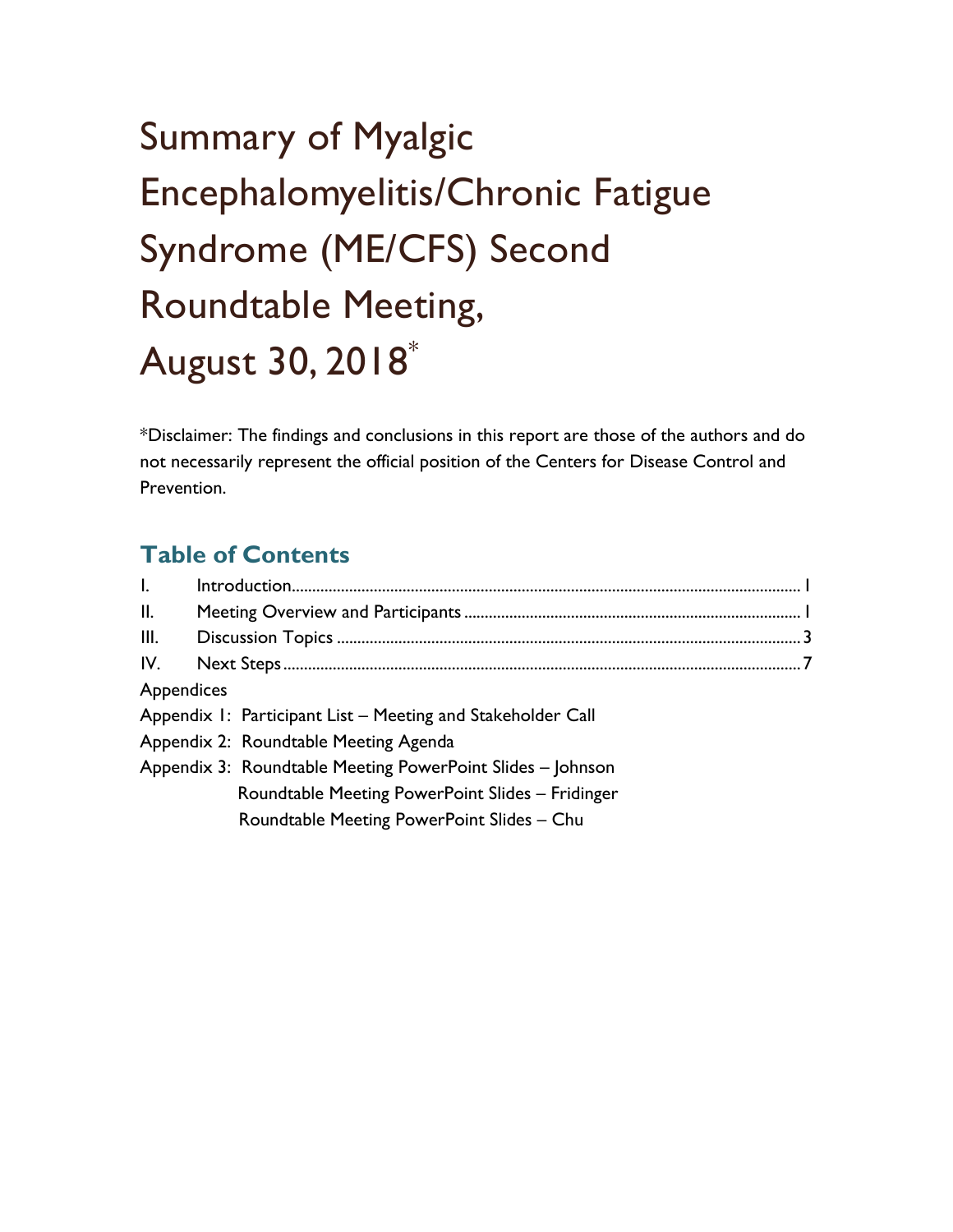# Summary of Myalgic Encephalomyelitis/Chronic Fatigue Syndrome (ME/CFS) Second Roundtable Meeting, August 30, 2018*

*Disclaimer: The findings and conclusions in this report are those of the authors and do not necessarily represent the official position of the Centers for Disease Control and Prevention.

## Table of Contents

| | | |
|---|---|---|
| I. | Introduction | 1 |
| II. | Meeting Overview and Participants | 1 |
| III. | Discussion Topics | 3 |
| IV. | Next Steps | 7 |

Appendices

Appendix 1: Participant List – Meeting and Stakeholder Call

Appendix 2: Roundtable Meeting Agenda

Appendix 3: Roundtable Meeting PowerPoint Slides – Johnson

Roundtable Meeting PowerPoint Slides – Fridinger

Roundtable Meeting PowerPoint Slides – Chu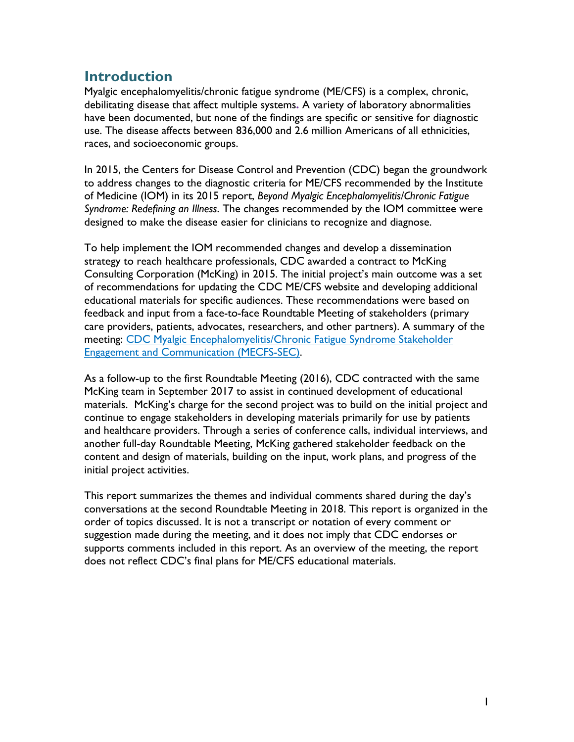## Introduction

Myalgic encephalomyelitis/chronic fatigue syndrome (ME/CFS) is a complex, chronic, debilitating disease that affect multiple systems. A variety of laboratory abnormalities have been documented, but none of the findings are specific or sensitive for diagnostic use. The disease affects between 836,000 and 2.6 million Americans of all ethnicities, races, and socioeconomic groups.

In 2015, the Centers for Disease Control and Prevention (CDC) began the groundwork to address changes to the diagnostic criteria for ME/CFS recommended by the Institute of Medicine (IOM) in its 2015 report, *Beyond Myalgic Encephalomyelitis/Chronic Fatigue Syndrome: Redefining an Illness*. The changes recommended by the IOM committee were designed to make the disease easier for clinicians to recognize and diagnose.

To help implement the IOM recommended changes and develop a dissemination strategy to reach healthcare professionals, CDC awarded a contract to McKing Consulting Corporation (McKing) in 2015. The initial project's main outcome was a set of recommendations for updating the CDC ME/CFS website and developing additional educational materials for specific audiences. These recommendations were based on feedback and input from a face-to-face Roundtable Meeting of stakeholders (primary care providers, patients, advocates, researchers, and other partners). A summary of the meeting: [CDC Myalgic Encephalomyelitis/Chronic Fatigue Syndrome Stakeholder Engagement and Communication (MECFS-SEC)](#).

As a follow-up to the first Roundtable Meeting (2016), CDC contracted with the same McKing team in September 2017 to assist in continued development of educational materials. McKing's charge for the second project was to build on the initial project and continue to engage stakeholders in developing materials primarily for use by patients and healthcare providers. Through a series of conference calls, individual interviews, and another full-day Roundtable Meeting, McKing gathered stakeholder feedback on the content and design of materials, building on the input, work plans, and progress of the initial project activities.

This report summarizes the themes and individual comments shared during the day's conversations at the second Roundtable Meeting in 2018. This report is organized in the order of topics discussed. It is not a transcript or notation of every comment or suggestion made during the meeting, and it does not imply that CDC endorses or supports comments included in this report. As an overview of the meeting, the report does not reflect CDC's final plans for ME/CFS educational materials.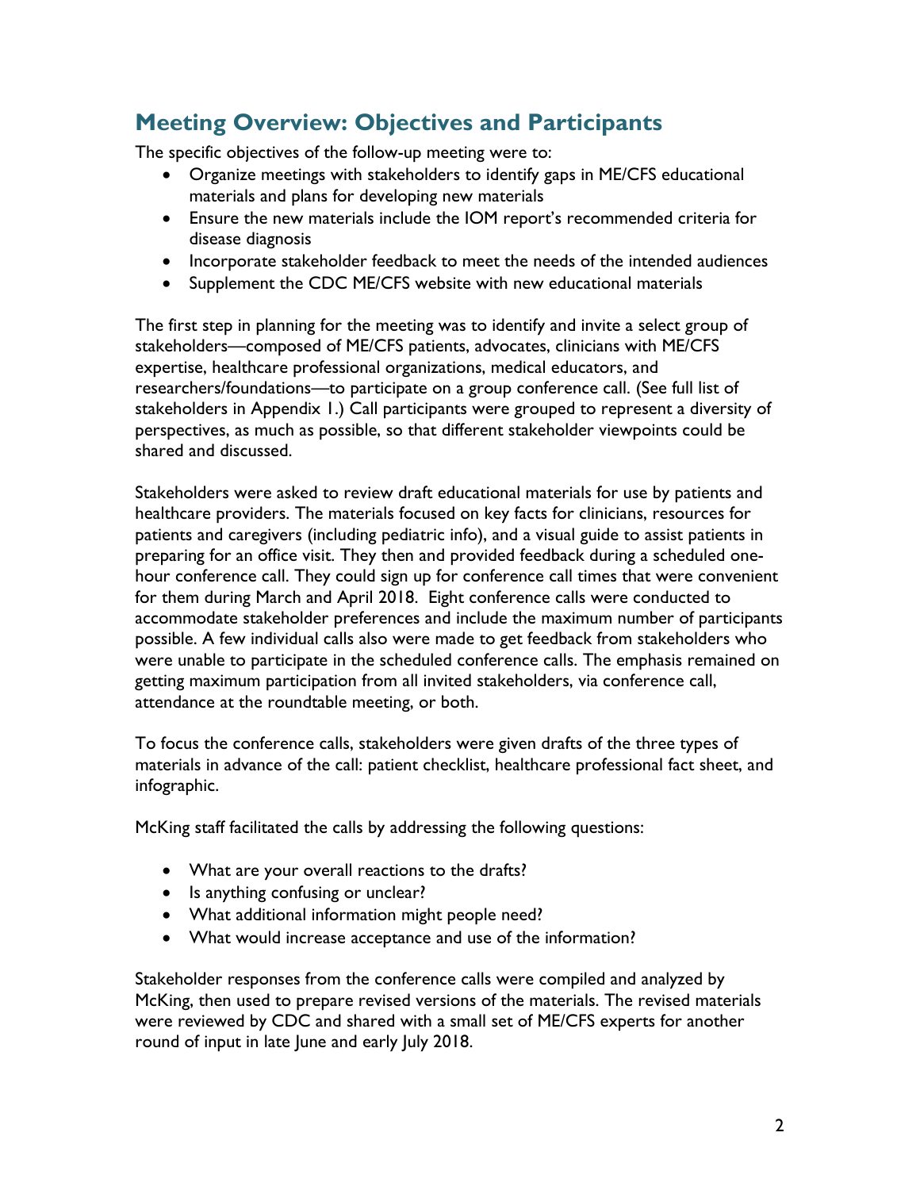## Meeting Overview: Objectives and Participants

The specific objectives of the follow-up meeting were to:

- Organize meetings with stakeholders to identify gaps in ME/CFS educational materials and plans for developing new materials
- Ensure the new materials include the IOM report's recommended criteria for disease diagnosis
- Incorporate stakeholder feedback to meet the needs of the intended audiences
- Supplement the CDC ME/CFS website with new educational materials

The first step in planning for the meeting was to identify and invite a select group of stakeholders—composed of ME/CFS patients, advocates, clinicians with ME/CFS expertise, healthcare professional organizations, medical educators, and researchers/foundations—to participate on a group conference call. (See full list of stakeholders in Appendix 1.) Call participants were grouped to represent a diversity of perspectives, as much as possible, so that different stakeholder viewpoints could be shared and discussed.

Stakeholders were asked to review draft educational materials for use by patients and healthcare providers. The materials focused on key facts for clinicians, resources for patients and caregivers (including pediatric info), and a visual guide to assist patients in preparing for an office visit. They then and provided feedback during a scheduled one-hour conference call. They could sign up for conference call times that were convenient for them during March and April 2018. Eight conference calls were conducted to accommodate stakeholder preferences and include the maximum number of participants possible. A few individual calls also were made to get feedback from stakeholders who were unable to participate in the scheduled conference calls. The emphasis remained on getting maximum participation from all invited stakeholders, via conference call, attendance at the roundtable meeting, or both.

To focus the conference calls, stakeholders were given drafts of the three types of materials in advance of the call: patient checklist, healthcare professional fact sheet, and infographic.

McKing staff facilitated the calls by addressing the following questions:

- What are your overall reactions to the drafts?
- Is anything confusing or unclear?
- What additional information might people need?
- What would increase acceptance and use of the information?

Stakeholder responses from the conference calls were compiled and analyzed by McKing, then used to prepare revised versions of the materials. The revised materials were reviewed by CDC and shared with a small set of ME/CFS experts for another round of input in late June and early July 2018.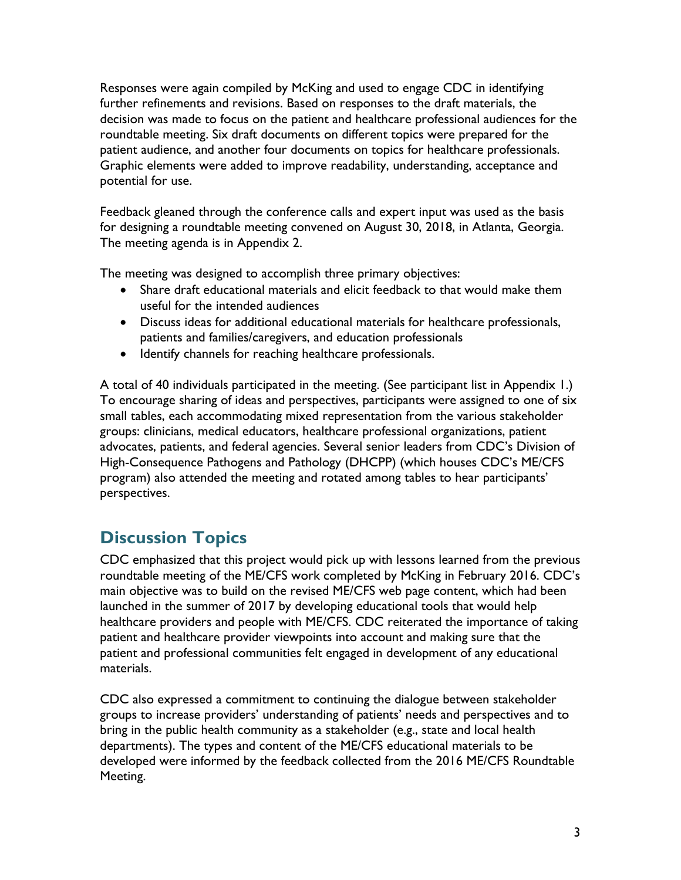Responses were again compiled by McKing and used to engage CDC in identifying further refinements and revisions. Based on responses to the draft materials, the decision was made to focus on the patient and healthcare professional audiences for the roundtable meeting. Six draft documents on different topics were prepared for the patient audience, and another four documents on topics for healthcare professionals. Graphic elements were added to improve readability, understanding, acceptance and potential for use.

Feedback gleaned through the conference calls and expert input was used as the basis for designing a roundtable meeting convened on August 30, 2018, in Atlanta, Georgia. The meeting agenda is in Appendix 2.

The meeting was designed to accomplish three primary objectives:

- Share draft educational materials and elicit feedback to that would make them useful for the intended audiences
- Discuss ideas for additional educational materials for healthcare professionals, patients and families/caregivers, and education professionals
- Identify channels for reaching healthcare professionals.

A total of 40 individuals participated in the meeting. (See participant list in Appendix 1.) To encourage sharing of ideas and perspectives, participants were assigned to one of six small tables, each accommodating mixed representation from the various stakeholder groups: clinicians, medical educators, healthcare professional organizations, patient advocates, patients, and federal agencies. Several senior leaders from CDC's Division of High-Consequence Pathogens and Pathology (DHCPP) (which houses CDC's ME/CFS program) also attended the meeting and rotated among tables to hear participants' perspectives.

## Discussion Topics

CDC emphasized that this project would pick up with lessons learned from the previous roundtable meeting of the ME/CFS work completed by McKing in February 2016. CDC's main objective was to build on the revised ME/CFS web page content, which had been launched in the summer of 2017 by developing educational tools that would help healthcare providers and people with ME/CFS. CDC reiterated the importance of taking patient and healthcare provider viewpoints into account and making sure that the patient and professional communities felt engaged in development of any educational materials.

CDC also expressed a commitment to continuing the dialogue between stakeholder groups to increase providers' understanding of patients' needs and perspectives and to bring in the public health community as a stakeholder (e.g., state and local health departments). The types and content of the ME/CFS educational materials to be developed were informed by the feedback collected from the 2016 ME/CFS Roundtable Meeting.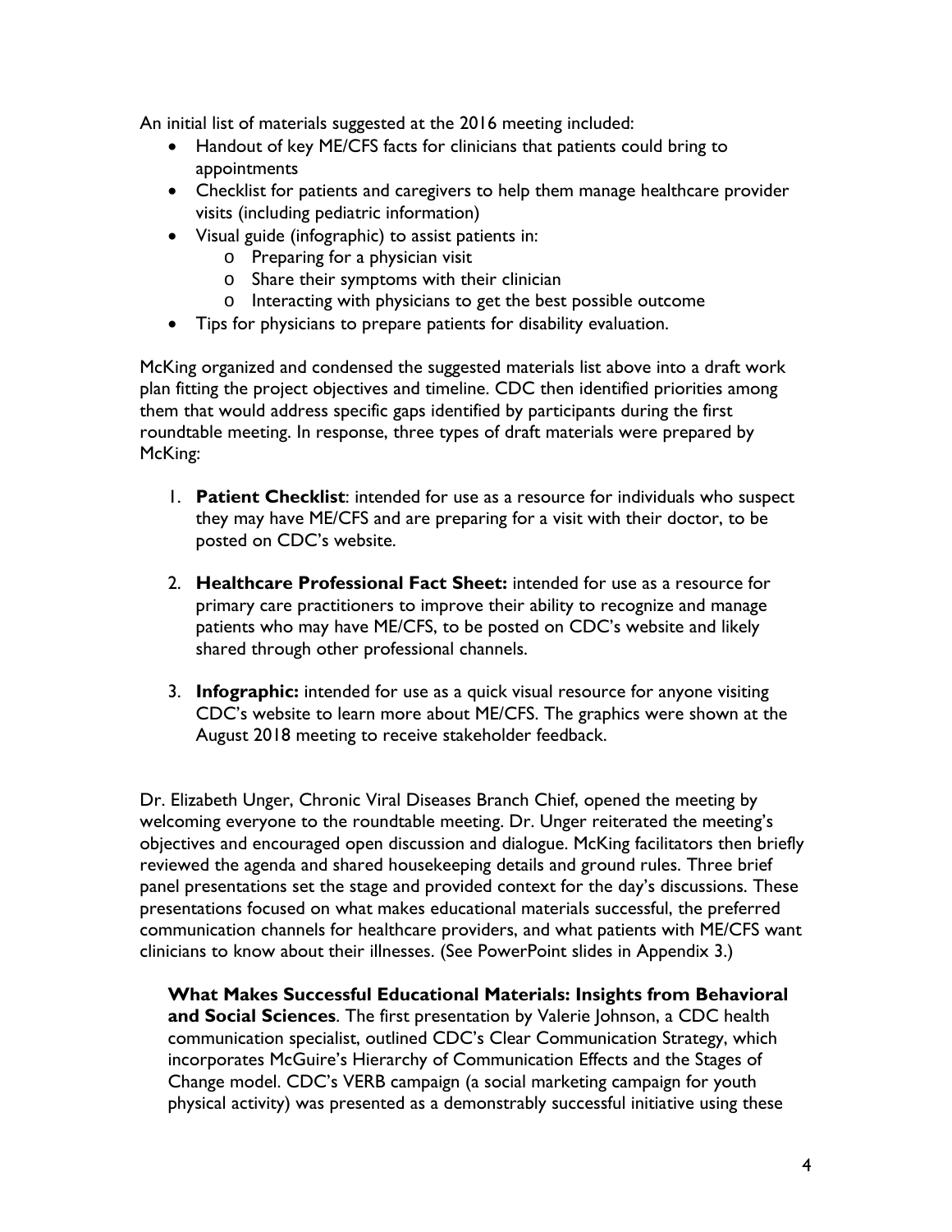An initial list of materials suggested at the 2016 meeting included:

- Handout of key ME/CFS facts for clinicians that patients could bring to appointments
- Checklist for patients and caregivers to help them manage healthcare provider visits (including pediatric information)
- Visual guide (infographic) to assist patients in:
  - Preparing for a physician visit
  - Share their symptoms with their clinician
  - Interacting with physicians to get the best possible outcome
- Tips for physicians to prepare patients for disability evaluation.

McKing organized and condensed the suggested materials list above into a draft work plan fitting the project objectives and timeline. CDC then identified priorities among them that would address specific gaps identified by participants during the first roundtable meeting. In response, three types of draft materials were prepared by McKing:

1. **Patient Checklist**: intended for use as a resource for individuals who suspect they may have ME/CFS and are preparing for a visit with their doctor, to be posted on CDC's website.

2. **Healthcare Professional Fact Sheet:** intended for use as a resource for primary care practitioners to improve their ability to recognize and manage patients who may have ME/CFS, to be posted on CDC's website and likely shared through other professional channels.

3. **Infographic:** intended for use as a quick visual resource for anyone visiting CDC's website to learn more about ME/CFS. The graphics were shown at the August 2018 meeting to receive stakeholder feedback.

Dr. Elizabeth Unger, Chronic Viral Diseases Branch Chief, opened the meeting by welcoming everyone to the roundtable meeting. Dr. Unger reiterated the meeting's objectives and encouraged open discussion and dialogue. McKing facilitators then briefly reviewed the agenda and shared housekeeping details and ground rules. Three brief panel presentations set the stage and provided context for the day's discussions. These presentations focused on what makes educational materials successful, the preferred communication channels for healthcare providers, and what patients with ME/CFS want clinicians to know about their illnesses. (See PowerPoint slides in Appendix 3.)

**What Makes Successful Educational Materials: Insights from Behavioral and Social Sciences**. The first presentation by Valerie Johnson, a CDC health communication specialist, outlined CDC's Clear Communication Strategy, which incorporates McGuire's Hierarchy of Communication Effects and the Stages of Change model. CDC's VERB campaign (a social marketing campaign for youth physical activity) was presented as a demonstrably successful initiative using these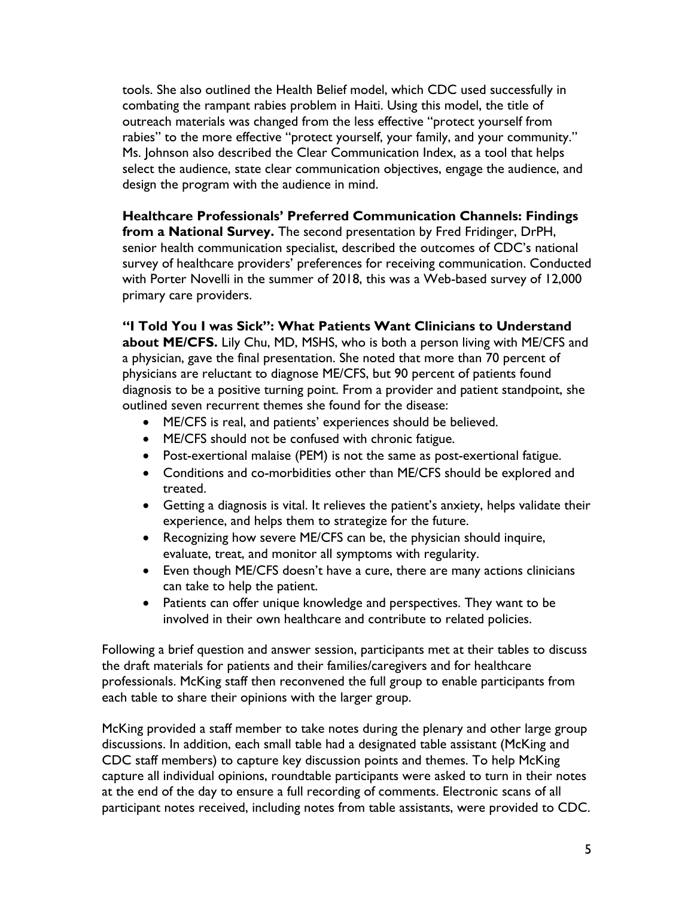tools. She also outlined the Health Belief model, which CDC used successfully in combating the rampant rabies problem in Haiti. Using this model, the title of outreach materials was changed from the less effective "protect yourself from rabies" to the more effective "protect yourself, your family, and your community." Ms. Johnson also described the Clear Communication Index, as a tool that helps select the audience, state clear communication objectives, engage the audience, and design the program with the audience in mind.

**Healthcare Professionals' Preferred Communication Channels: Findings from a National Survey.** The second presentation by Fred Fridinger, DrPH, senior health communication specialist, described the outcomes of CDC's national survey of healthcare providers' preferences for receiving communication. Conducted with Porter Novelli in the summer of 2018, this was a Web-based survey of 12,000 primary care providers.

**"I Told You I was Sick": What Patients Want Clinicians to Understand about ME/CFS.** Lily Chu, MD, MSHS, who is both a person living with ME/CFS and a physician, gave the final presentation. She noted that more than 70 percent of physicians are reluctant to diagnose ME/CFS, but 90 percent of patients found diagnosis to be a positive turning point. From a provider and patient standpoint, she outlined seven recurrent themes she found for the disease:

- ME/CFS is real, and patients' experiences should be believed.
- ME/CFS should not be confused with chronic fatigue.
- Post-exertional malaise (PEM) is not the same as post-exertional fatigue.
- Conditions and co-morbidities other than ME/CFS should be explored and treated.
- Getting a diagnosis is vital. It relieves the patient's anxiety, helps validate their experience, and helps them to strategize for the future.
- Recognizing how severe ME/CFS can be, the physician should inquire, evaluate, treat, and monitor all symptoms with regularity.
- Even though ME/CFS doesn't have a cure, there are many actions clinicians can take to help the patient.
- Patients can offer unique knowledge and perspectives. They want to be involved in their own healthcare and contribute to related policies.

Following a brief question and answer session, participants met at their tables to discuss the draft materials for patients and their families/caregivers and for healthcare professionals. McKing staff then reconvened the full group to enable participants from each table to share their opinions with the larger group.

McKing provided a staff member to take notes during the plenary and other large group discussions. In addition, each small table had a designated table assistant (McKing and CDC staff members) to capture key discussion points and themes. To help McKing capture all individual opinions, roundtable participants were asked to turn in their notes at the end of the day to ensure a full recording of comments. Electronic scans of all participant notes received, including notes from table assistants, were provided to CDC.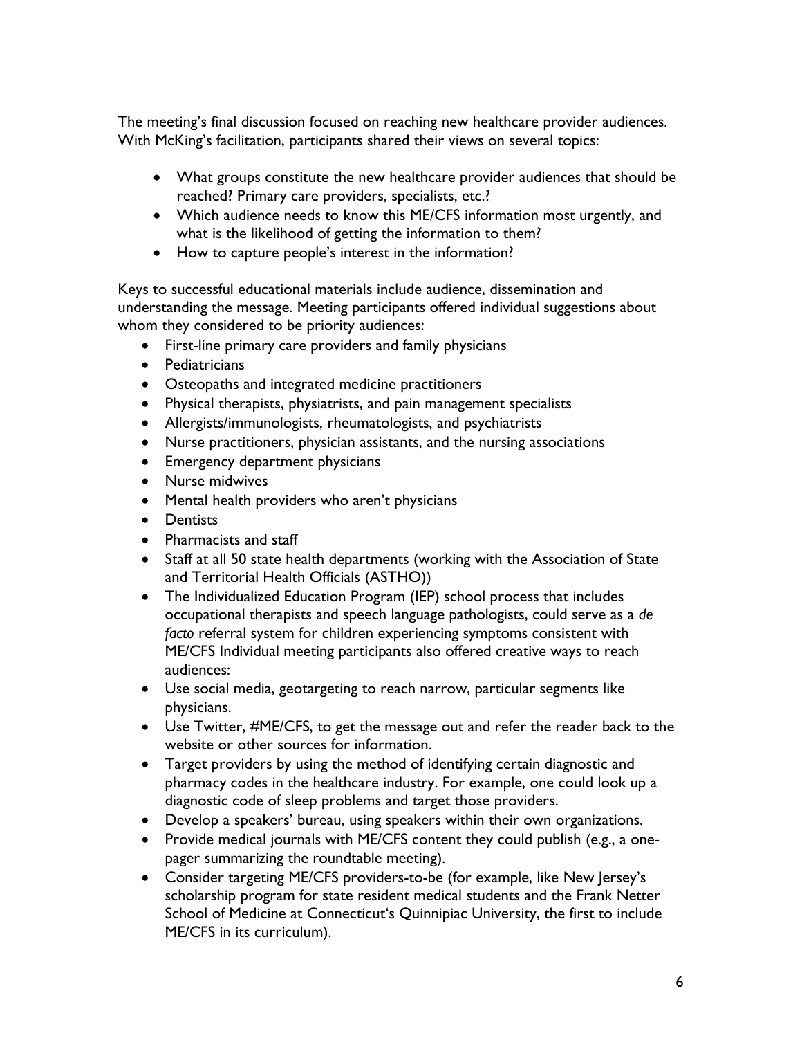The meeting's final discussion focused on reaching new healthcare provider audiences. With McKing's facilitation, participants shared their views on several topics:

- What groups constitute the new healthcare provider audiences that should be reached? Primary care providers, specialists, etc.?
- Which audience needs to know this ME/CFS information most urgently, and what is the likelihood of getting the information to them?
- How to capture people's interest in the information?

Keys to successful educational materials include audience, dissemination and understanding the message. Meeting participants offered individual suggestions about whom they considered to be priority audiences:

- First-line primary care providers and family physicians
- Pediatricians
- Osteopaths and integrated medicine practitioners
- Physical therapists, physiatrists, and pain management specialists
- Allergists/immunologists, rheumatologists, and psychiatrists
- Nurse practitioners, physician assistants, and the nursing associations
- Emergency department physicians
- Nurse midwives
- Mental health providers who aren't physicians
- Dentists
- Pharmacists and staff
- Staff at all 50 state health departments (working with the Association of State and Territorial Health Officials (ASTHO))
- The Individualized Education Program (IEP) school process that includes occupational therapists and speech language pathologists, could serve as a *de facto* referral system for children experiencing symptoms consistent with ME/CFS Individual meeting participants also offered creative ways to reach audiences:
- Use social media, geotargeting to reach narrow, particular segments like physicians.
- Use Twitter, #ME/CFS, to get the message out and refer the reader back to the website or other sources for information.
- Target providers by using the method of identifying certain diagnostic and pharmacy codes in the healthcare industry. For example, one could look up a diagnostic code of sleep problems and target those providers.
- Develop a speakers' bureau, using speakers within their own organizations.
- Provide medical journals with ME/CFS content they could publish (e.g., a one-pager summarizing the roundtable meeting).
- Consider targeting ME/CFS providers-to-be (for example, like New Jersey's scholarship program for state resident medical students and the Frank Netter School of Medicine at Connecticut's Quinnipiac University, the first to include ME/CFS in its curriculum).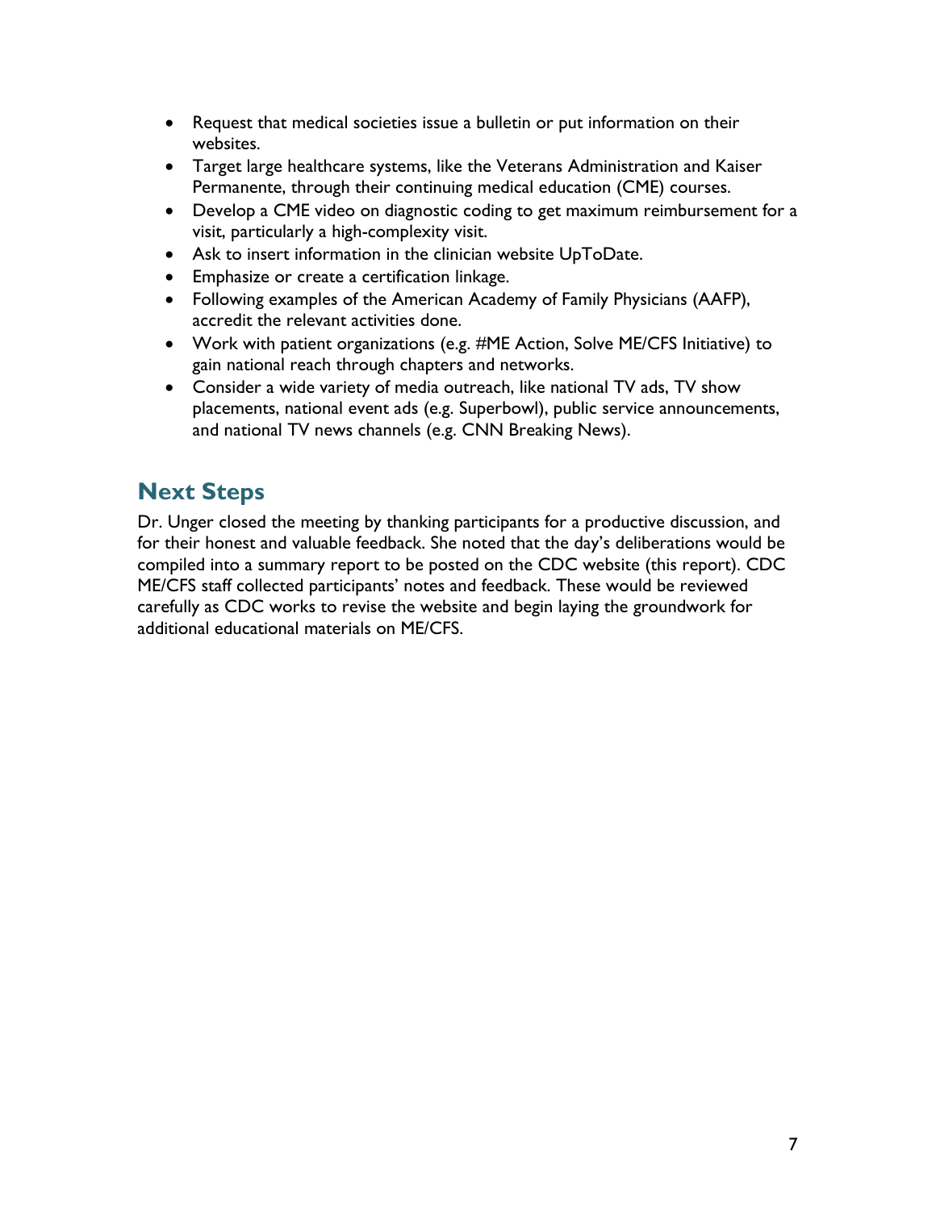- Request that medical societies issue a bulletin or put information on their websites.
- Target large healthcare systems, like the Veterans Administration and Kaiser Permanente, through their continuing medical education (CME) courses.
- Develop a CME video on diagnostic coding to get maximum reimbursement for a visit, particularly a high-complexity visit.
- Ask to insert information in the clinician website UpToDate.
- Emphasize or create a certification linkage.
- Following examples of the American Academy of Family Physicians (AAFP), accredit the relevant activities done.
- Work with patient organizations (e.g. #ME Action, Solve ME/CFS Initiative) to gain national reach through chapters and networks.
- Consider a wide variety of media outreach, like national TV ads, TV show placements, national event ads (e.g. Superbowl), public service announcements, and national TV news channels (e.g. CNN Breaking News).

## Next Steps

Dr. Unger closed the meeting by thanking participants for a productive discussion, and for their honest and valuable feedback. She noted that the day's deliberations would be compiled into a summary report to be posted on the CDC website (this report). CDC ME/CFS staff collected participants' notes and feedback. These would be reviewed carefully as CDC works to revise the website and begin laying the groundwork for additional educational materials on ME/CFS.